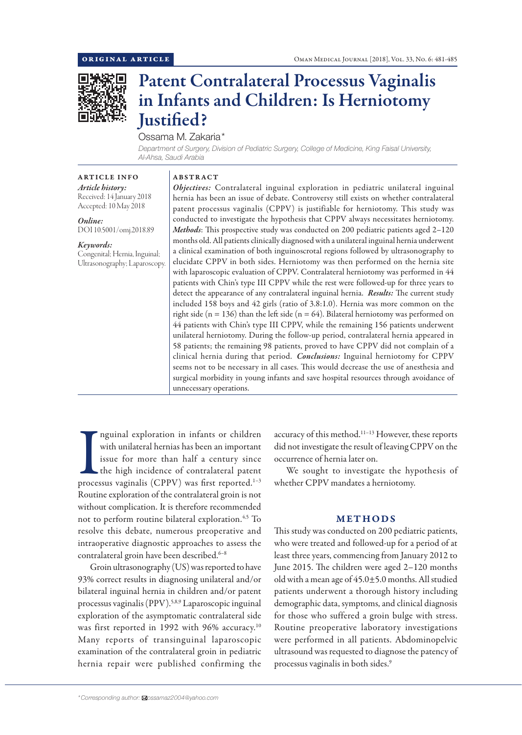ORIGINAL ARTICLE

# Patent Contralateral Processus Vaginalis in Infants and Children: Is Herniotomy Justified?

Ossama M. Zakaria*

*Department of Surgery, Division of Pediatric Surgery, College of Medicine, King Faisal University, Al-Ahsa, Saudi Arabia*

## ARTICLE INFO

*Article history:*
Received: 14 January 2018
Accepted: 10 May 2018

*Online:*
DOI 10.5001/omj.2018.89

*Keywords:*
Congenital; Hernia, Inguinal; Ultrasonography; Laparoscopy.

## ABSTRACT

***Objectives:*** Contralateral inguinal exploration in pediatric unilateral inguinal hernia has been an issue of debate. Controversy still exists on whether contralateral patent processus vaginalis (CPPV) is justifiable for herniotomy. This study was conducted to investigate the hypothesis that CPPV always necessitates herniotomy. ***Methods***: This prospective study was conducted on 200 pediatric patients aged 2–120 months old. All patients clinically diagnosed with a unilateral inguinal hernia underwent a clinical examination of both inguinoscrotal regions followed by ultrasonography to elucidate CPPV in both sides. Herniotomy was then performed on the hernia site with laparoscopic evaluation of CPPV. Contralateral herniotomy was performed in 44 patients with Chin's type III CPPV while the rest were followed-up for three years to detect the appearance of any contralateral inguinal hernia. ***Results:*** The current study included 158 boys and 42 girls (ratio of 3.8:1.0). Hernia was more common on the right side (n = 136) than the left side (n = 64). Bilateral herniotomy was performed on 44 patients with Chin's type III CPPV, while the remaining 156 patients underwent unilateral herniotomy. During the follow-up period, contralateral hernia appeared in 58 patients; the remaining 98 patients, proved to have CPPV did not complain of a clinical hernia during that period. ***Conclusions:*** Inguinal herniotomy for CPPV seems not to be necessary in all cases. This would decrease the use of anesthesia and surgical morbidity in young infants and save hospital resources through avoidance of unnecessary operations.

Inguinal exploration in infants or children with unilateral hernias has been an important issue for more than half a century since the high incidence of contralateral patent processus vaginalis (CPPV) was first reported.[1–3] Routine exploration of the contralateral groin is not without complication. It is therefore recommended not to perform routine bilateral exploration.[4,5] To resolve this debate, numerous preoperative and intraoperative diagnostic approaches to assess the contralateral groin have been described.[6–8]

Groin ultrasonography (US) was reported to have 93% correct results in diagnosing unilateral and/or bilateral inguinal hernia in children and/or patent processus vaginalis (PPV).[5,8,9] Laparoscopic inguinal exploration of the asymptomatic contralateral side was first reported in 1992 with 96% accuracy.[10] Many reports of transinguinal laparoscopic examination of the contralateral groin in pediatric hernia repair were published confirming the accuracy of this method.[11–13] However, these reports did not investigate the result of leaving CPPV on the occurrence of hernia later on.

We sought to investigate the hypothesis of whether CPPV mandates a herniotomy.

## METHODS

This study was conducted on 200 pediatric patients, who were treated and followed-up for a period of at least three years, commencing from January 2012 to June 2015. The children were aged 2–120 months old with a mean age of 45.0±5.0 months. All studied patients underwent a thorough history including demographic data, symptoms, and clinical diagnosis for those who suffered a groin bulge with stress. Routine preoperative laboratory investigations were performed in all patients. Abdominopelvic ultrasound was requested to diagnose the patency of processus vaginalis in both sides.[9]

*Corresponding author: ossamaz2004@yahoo.com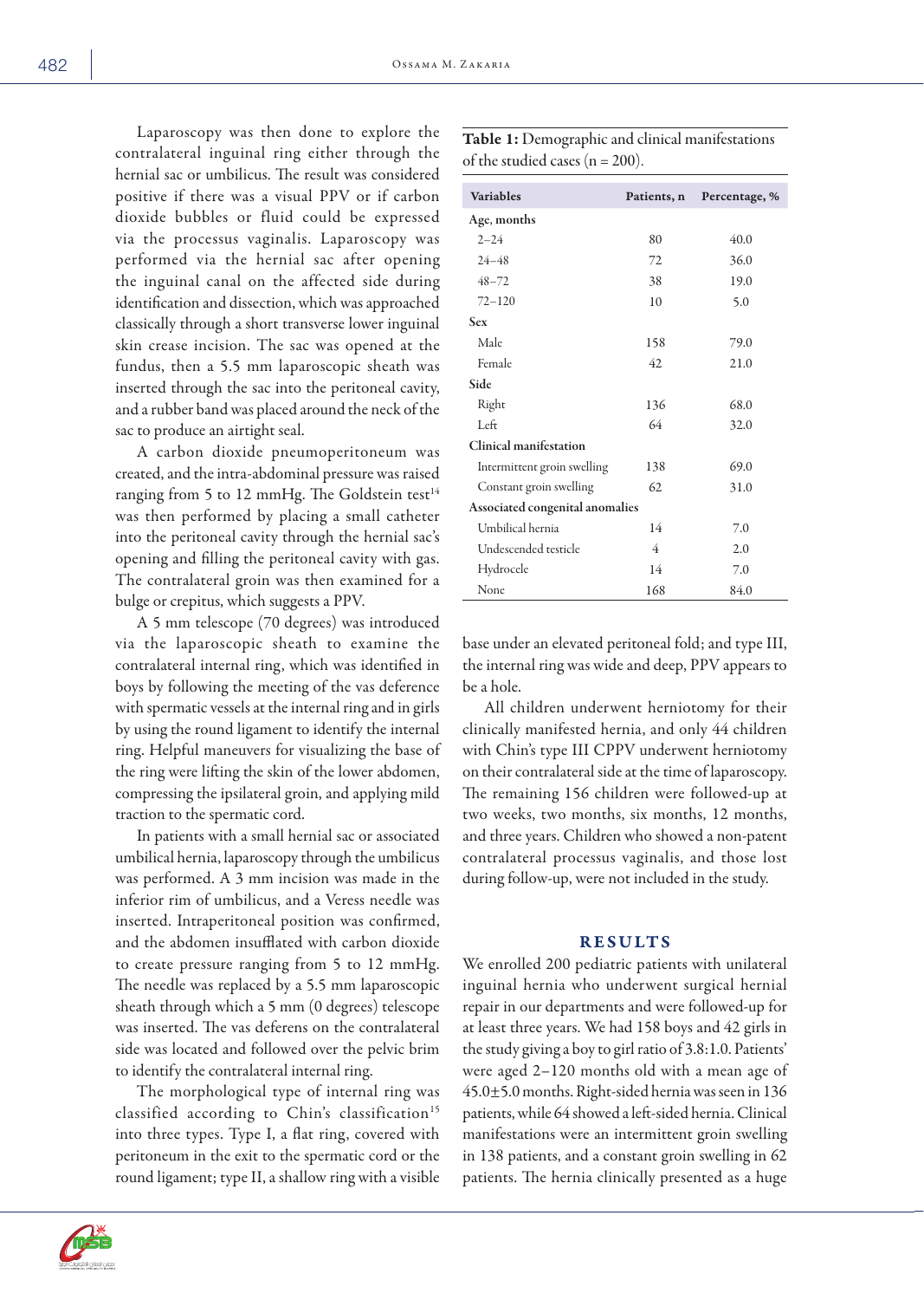Laparoscopy was then done to explore the contralateral inguinal ring either through the hernial sac or umbilicus. The result was considered positive if there was a visual PPV or if carbon dioxide bubbles or fluid could be expressed via the processus vaginalis. Laparoscopy was performed via the hernial sac after opening the inguinal canal on the affected side during identification and dissection, which was approached classically through a short transverse lower inguinal skin crease incision. The sac was opened at the fundus, then a 5.5 mm laparoscopic sheath was inserted through the sac into the peritoneal cavity, and a rubber band was placed around the neck of the sac to produce an airtight seal.

A carbon dioxide pneumoperitoneum was created, and the intra-abdominal pressure was raised ranging from 5 to 12 mmHg. The Goldstein test[14] was then performed by placing a small catheter into the peritoneal cavity through the hernial sac's opening and filling the peritoneal cavity with gas. The contralateral groin was then examined for a bulge or crepitus, which suggests a PPV.

A 5 mm telescope (70 degrees) was introduced via the laparoscopic sheath to examine the contralateral internal ring, which was identified in boys by following the meeting of the vas deference with spermatic vessels at the internal ring and in girls by using the round ligament to identify the internal ring. Helpful maneuvers for visualizing the base of the ring were lifting the skin of the lower abdomen, compressing the ipsilateral groin, and applying mild traction to the spermatic cord.

In patients with a small hernial sac or associated umbilical hernia, laparoscopy through the umbilicus was performed. A 3 mm incision was made in the inferior rim of umbilicus, and a Veress needle was inserted. Intraperitoneal position was confirmed, and the abdomen insufflated with carbon dioxide to create pressure ranging from 5 to 12 mmHg. The needle was replaced by a 5.5 mm laparoscopic sheath through which a 5 mm (0 degrees) telescope was inserted. The vas deferens on the contralateral side was located and followed over the pelvic brim to identify the contralateral internal ring.

The morphological type of internal ring was classified according to Chin's classification[15] into three types. Type I, a flat ring, covered with peritoneum in the exit to the spermatic cord or the round ligament; type II, a shallow ring with a visible base under an elevated peritoneal fold; and type III, the internal ring was wide and deep, PPV appears to be a hole.

All children underwent herniotomy for their clinically manifested hernia, and only 44 children with Chin's type III CPPV underwent herniotomy on their contralateral side at the time of laparoscopy. The remaining 156 children were followed-up at two weeks, two months, six months, 12 months, and three years. Children who showed a non-patent contralateral processus vaginalis, and those lost during follow-up, were not included in the study.

**Table 1:** Demographic and clinical manifestations of the studied cases (n = 200).

| Variables | Patients, n | Percentage, % |
|---|---|---|
| **Age, months** | | |
| 2–24 | 80 | 40.0 |
| 24–48 | 72 | 36.0 |
| 48–72 | 38 | 19.0 |
| 72–120 | 10 | 5.0 |
| **Sex** | | |
| Male | 158 | 79.0 |
| Female | 42 | 21.0 |
| **Side** | | |
| Right | 136 | 68.0 |
| Left | 64 | 32.0 |
| **Clinical manifestation** | | |
| Intermittent groin swelling | 138 | 69.0 |
| Constant groin swelling | 62 | 31.0 |
| **Associated congenital anomalies** | | |
| Umbilical hernia | 14 | 7.0 |
| Undescended testicle | 4 | 2.0 |
| Hydrocele | 14 | 7.0 |
| None | 168 | 84.0 |

## RESULTS

We enrolled 200 pediatric patients with unilateral inguinal hernia who underwent surgical hernial repair in our departments and were followed-up for at least three years. We had 158 boys and 42 girls in the study giving a boy to girl ratio of 3.8:1.0. Patients' were aged 2–120 months old with a mean age of 45.0±5.0 months. Right-sided hernia was seen in 136 patients, while 64 showed a left-sided hernia. Clinical manifestations were an intermittent groin swelling in 138 patients, and a constant groin swelling in 62 patients. The hernia clinically presented as a huge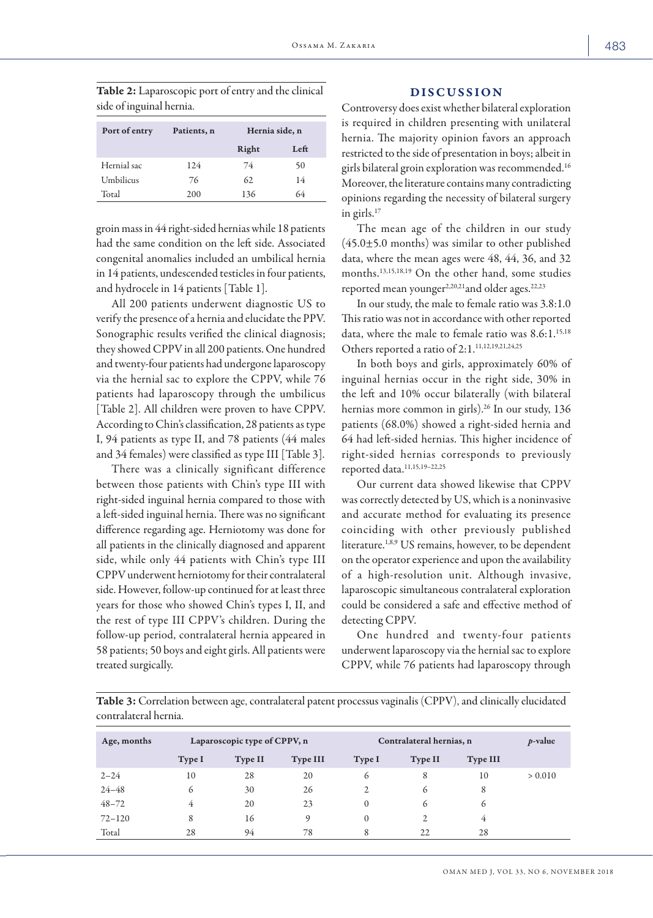**Table 2:** Laparoscopic port of entry and the clinical side of inguinal hernia.

| Port of entry | Patients, n | Hernia side, n | |
|---|---|---|---|
| | | Right | Left |
| Hernial sac | 124 | 74 | 50 |
| Umbilicus | 76 | 62 | 14 |
| Total | 200 | 136 | 64 |

groin mass in 44 right-sided hernias while 18 patients had the same condition on the left side. Associated congenital anomalies included an umbilical hernia in 14 patients, undescended testicles in four patients, and hydrocele in 14 patients [Table 1].

All 200 patients underwent diagnostic US to verify the presence of a hernia and elucidate the PPV. Sonographic results verified the clinical diagnosis; they showed CPPV in all 200 patients. One hundred and twenty-four patients had undergone laparoscopy via the hernial sac to explore the CPPV, while 76 patients had laparoscopy through the umbilicus [Table 2]. All children were proven to have CPPV. According to Chin's classification, 28 patients as type I, 94 patients as type II, and 78 patients (44 males and 34 females) were classified as type III [Table 3].

There was a clinically significant difference between those patients with Chin's type III with right-sided inguinal hernia compared to those with a left-sided inguinal hernia. There was no significant difference regarding age. Herniotomy was done for all patients in the clinically diagnosed and apparent side, while only 44 patients with Chin's type III CPPV underwent herniotomy for their contralateral side. However, follow-up continued for at least three years for those who showed Chin's types I, II, and the rest of type III CPPV's children. During the follow-up period, contralateral hernia appeared in 58 patients; 50 boys and eight girls. All patients were treated surgically.

## DISCUSSION

Controversy does exist whether bilateral exploration is required in children presenting with unilateral hernia. The majority opinion favors an approach restricted to the side of presentation in boys; albeit in girls bilateral groin exploration was recommended.[16] Moreover, the literature contains many contradicting opinions regarding the necessity of bilateral surgery in girls.[17]

The mean age of the children in our study (45.0±5.0 months) was similar to other published data, where the mean ages were 48, 44, 36, and 32 months.[13,15,18,19] On the other hand, some studies reported mean younger[2,20,21] and older ages.[22,23]

In our study, the male to female ratio was 3.8:1.0 This ratio was not in accordance with other reported data, where the male to female ratio was 8.6:1.[15,18] Others reported a ratio of 2:1.[11,12,19,21,24,25]

In both boys and girls, approximately 60% of inguinal hernias occur in the right side, 30% in the left and 10% occur bilaterally (with bilateral hernias more common in girls).[26] In our study, 136 patients (68.0%) showed a right-sided hernia and 64 had left-sided hernias. This higher incidence of right-sided hernias corresponds to previously reported data.[11,15,19–22,25]

Our current data showed likewise that CPPV was correctly detected by US, which is a noninvasive and accurate method for evaluating its presence coinciding with other previously published literature.[1,8,9] US remains, however, to be dependent on the operator experience and upon the availability of a high-resolution unit. Although invasive, laparoscopic simultaneous contralateral exploration could be considered a safe and effective method of detecting CPPV.

One hundred and twenty-four patients underwent laparoscopy via the hernial sac to explore CPPV, while 76 patients had laparoscopy through

**Table 3:** Correlation between age, contralateral patent processus vaginalis (CPPV), and clinically elucidated contralateral hernia.

| Age, months | Laparoscopic type of CPPV, n | | | Contralateral hernias, n | | | *p*-value |
|---|---|---|---|---|---|---|---|
| | Type I | Type II | Type III | Type I | Type II | Type III | |
| 2–24 | 10 | 28 | 20 | 6 | 8 | 10 | > 0.010 |
| 24–48 | 6 | 30 | 26 | 2 | 6 | 8 | |
| 48–72 | 4 | 20 | 23 | 0 | 6 | 6 | |
| 72–120 | 8 | 16 | 9 | 0 | 2 | 4 | |
| Total | 28 | 94 | 78 | 8 | 22 | 28 | |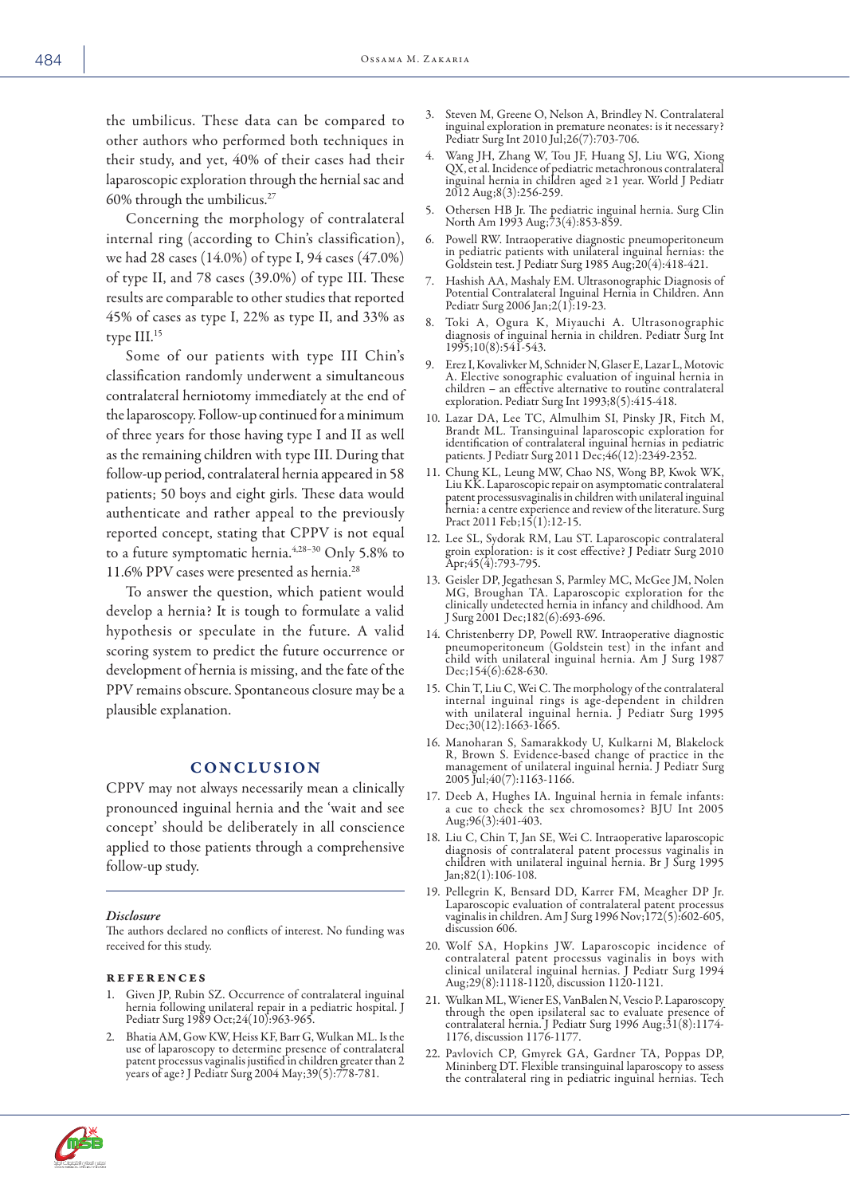the umbilicus. These data can be compared to other authors who performed both techniques in their study, and yet, 40% of their cases had their laparoscopic exploration through the hernial sac and 60% through the umbilicus.[27]

Concerning the morphology of contralateral internal ring (according to Chin's classification), we had 28 cases (14.0%) of type I, 94 cases (47.0%) of type II, and 78 cases (39.0%) of type III. These results are comparable to other studies that reported 45% of cases as type I, 22% as type II, and 33% as type III.[15]

Some of our patients with type III Chin's classification randomly underwent a simultaneous contralateral herniotomy immediately at the end of the laparoscopy. Follow-up continued for a minimum of three years for those having type I and II as well as the remaining children with type III. During that follow-up period, contralateral hernia appeared in 58 patients; 50 boys and eight girls. These data would authenticate and rather appeal to the previously reported concept, stating that CPPV is not equal to a future symptomatic hernia.[4,28–30] Only 5.8% to 11.6% PPV cases were presented as hernia.[28]

To answer the question, which patient would develop a hernia? It is tough to formulate a valid hypothesis or speculate in the future. A valid scoring system to predict the future occurrence or development of hernia is missing, and the fate of the PPV remains obscure. Spontaneous closure may be a plausible explanation.

## Conclusion

CPPV may not always necessarily mean a clinically pronounced inguinal hernia and the 'wait and see concept' should be deliberately in all conscience applied to those patients through a comprehensive follow-up study.

### *Disclosure*

The authors declared no conflicts of interest. No funding was received for this study.

## References

1. Given JP, Rubin SZ. Occurrence of contralateral inguinal hernia following unilateral repair in a pediatric hospital. J Pediatr Surg 1989 Oct;24(10):963-965.
2. Bhatia AM, Gow KW, Heiss KF, Barr G, Wulkan ML. Is the use of laparoscopy to determine presence of contralateral patent processus vaginalis justified in children greater than 2 years of age? J Pediatr Surg 2004 May;39(5):778-781.
3. Steven M, Greene O, Nelson A, Brindley N. Contralateral inguinal exploration in premature neonates: is it necessary? Pediatr Surg Int 2010 Jul;26(7):703-706.
4. Wang JH, Zhang W, Tou JF, Huang SJ, Liu WG, Xiong QX, et al. Incidence of pediatric metachronous contralateral inguinal hernia in children aged ≥1 year. World J Pediatr 2012 Aug;8(3):256-259.
5. Othersen HB Jr. The pediatric inguinal hernia. Surg Clin North Am 1993 Aug;73(4):853-859.
6. Powell RW. Intraoperative diagnostic pneumoperitoneum in pediatric patients with unilateral inguinal hernias: the Goldstein test. J Pediatr Surg 1985 Aug;20(4):418-421.
7. Hashish AA, Mashaly EM. Ultrasonographic Diagnosis of Potential Contralateral Inguinal Hernia in Children. Ann Pediatr Surg 2006 Jan;2(1):19-23.
8. Toki A, Ogura K, Miyauchi A. Ultrasonographic diagnosis of inguinal hernia in children. Pediatr Surg Int 1995;10(8):541-543.
9. Erez I, Kovalivker M, Schnider N, Glaser E, Lazar L, Motovic A. Elective sonographic evaluation of inguinal hernia in children – an effective alternative to routine contralateral exploration. Pediatr Surg Int 1993;8(5):415-418.
10. Lazar DA, Lee TC, Almulhim SI, Pinsky JR, Fitch M, Brandt ML. Transinguinal laparoscopic exploration for identification of contralateral inguinal hernias in pediatric patients. J Pediatr Surg 2011 Dec;46(12):2349-2352.
11. Chung KL, Leung MW, Chao NS, Wong BP, Kwok WK, Liu KK. Laparoscopic repair on asymptomatic contralateral patent processusvaginalis in children with unilateral inguinal hernia: a centre experience and review of the literature. Surg Pract 2011 Feb;15(1):12-15.
12. Lee SL, Sydorak RM, Lau ST. Laparoscopic contralateral groin exploration: is it cost effective? J Pediatr Surg 2010 Apr;45(4):793-795.
13. Geisler DP, Jegathesan S, Parmley MC, McGee JM, Nolen MG, Broughan TA. Laparoscopic exploration for the clinically undetected hernia in infancy and childhood. Am J Surg 2001 Dec;182(6):693-696.
14. Christenberry DP, Powell RW. Intraoperative diagnostic pneumoperitoneum (Goldstein test) in the infant and child with unilateral inguinal hernia. Am J Surg 1987 Dec;154(6):628-630.
15. Chin T, Liu C, Wei C. The morphology of the contralateral internal inguinal rings is age-dependent in children with unilateral inguinal hernia. J Pediatr Surg 1995 Dec;30(12):1663-1665.
16. Manoharan S, Samarakkody U, Kulkarni M, Blakelock R, Brown S. Evidence-based change of practice in the management of unilateral inguinal hernia. J Pediatr Surg 2005 Jul;40(7):1163-1166.
17. Deeb A, Hughes IA. Inguinal hernia in female infants: a cue to check the sex chromosomes? BJU Int 2005 Aug;96(3):401-403.
18. Liu C, Chin T, Jan SE, Wei C. Intraoperative laparoscopic diagnosis of contralateral patent processus vaginalis in children with unilateral inguinal hernia. Br J Surg 1995 Jan;82(1):106-108.
19. Pellegrin K, Bensard DD, Karrer FM, Meagher DP Jr. Laparoscopic evaluation of contralateral patent processus vaginalis in children. Am J Surg 1996 Nov;172(5):602-605, discussion 606.
20. Wolf SA, Hopkins JW. Laparoscopic incidence of contralateral patent processus vaginalis in boys with clinical unilateral inguinal hernias. J Pediatr Surg 1994 Aug;29(8):1118-1120, discussion 1120-1121.
21. Wulkan ML, Wiener ES, VanBalen N, Vescio P. Laparoscopy through the open ipsilateral sac to evaluate presence of contralateral hernia. J Pediatr Surg 1996 Aug;31(8):1174-1176, discussion 1176-1177.
22. Pavlovich CP, Gmyrek GA, Gardner TA, Poppas DP, Mininberg DT. Flexible transinguinal laparoscopy to assess the contralateral ring in pediatric inguinal hernias. Tech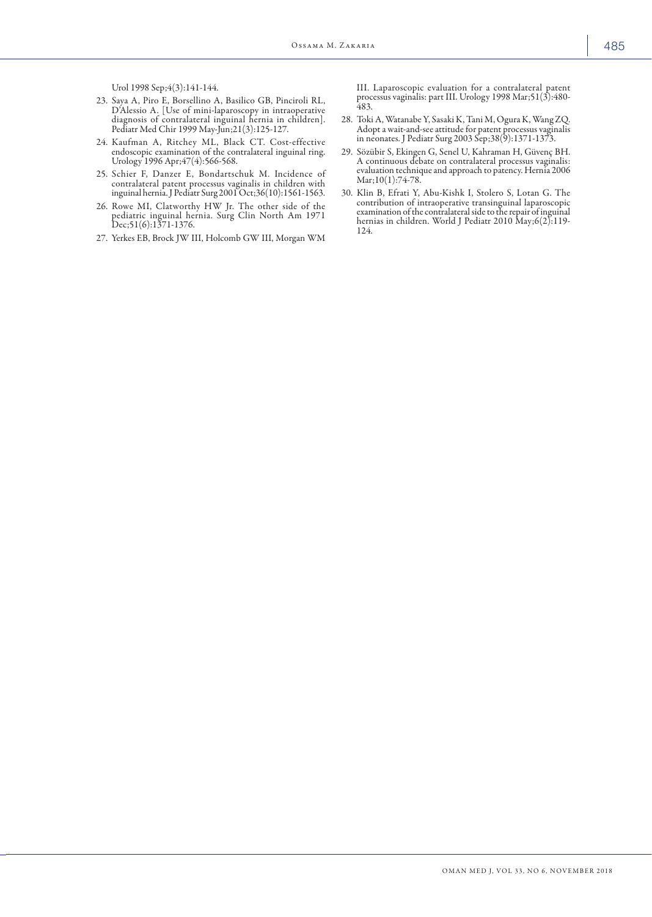Urol 1998 Sep;4(3):141-144.

23. Saya A, Piro E, Borsellino A, Basilico GB, Pinciroli RL, D'Alessio A. [Use of mini-laparoscopy in intraoperative diagnosis of contralateral inguinal hernia in children]. Pediatr Med Chir 1999 May-Jun;21(3):125-127.
24. Kaufman A, Ritchey ML, Black CT. Cost-effective endoscopic examination of the contralateral inguinal ring. Urology 1996 Apr;47(4):566-568.
25. Schier F, Danzer E, Bondartschuk M. Incidence of contralateral patent processus vaginalis in children with inguinal hernia. J Pediatr Surg 2001 Oct;36(10):1561-1563.
26. Rowe MI, Clatworthy HW Jr. The other side of the pediatric inguinal hernia. Surg Clin North Am 1971 Dec;51(6):1371-1376.
27. Yerkes EB, Brock JW III, Holcomb GW III, Morgan WM III. Laparoscopic evaluation for a contralateral patent processus vaginalis: part III. Urology 1998 Mar;51(3):480-483.
28. Toki A, Watanabe Y, Sasaki K, Tani M, Ogura K, Wang ZQ. Adopt a wait-and-see attitude for patent processus vaginalis in neonates. J Pediatr Surg 2003 Sep;38(9):1371-1373.
29. Sözübir S, Ekingen G, Senel U, Kahraman H, Güvenç BH. A continuous debate on contralateral processus vaginalis: evaluation technique and approach to patency. Hernia 2006 Mar;10(1):74-78.
30. Klin B, Efrati Y, Abu-Kishk I, Stolero S, Lotan G. The contribution of intraoperative transinguinal laparoscopic examination of the contralateral side to the repair of inguinal hernias in children. World J Pediatr 2010 May;6(2):119-124.